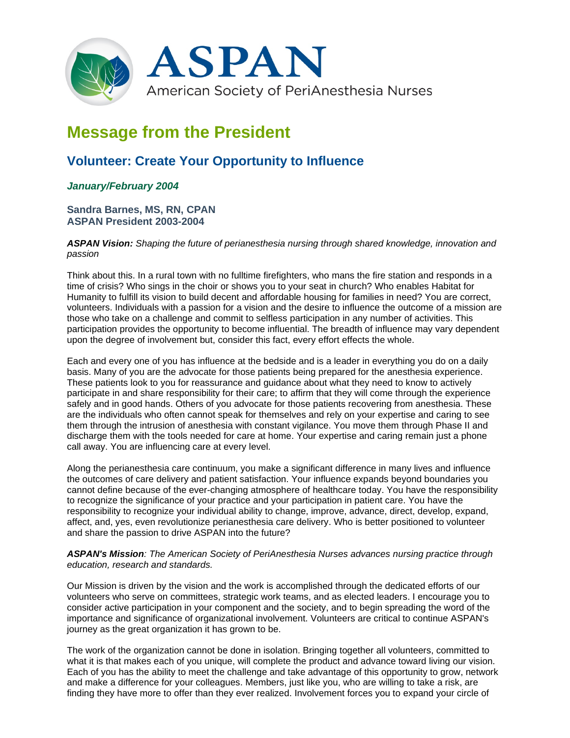# ASPAN

American Society of PeriAnesthesia Nurses

## Message from the President

### Volunteer: Create Your Opportunity to Influence

***January/February 2004***

**Sandra Barnes, MS, RN, CPAN**
**ASPAN President 2003-2004**

***ASPAN Vision:*** *Shaping the future of perianesthesia nursing through shared knowledge, innovation and passion*

Think about this. In a rural town with no fulltime firefighters, who mans the fire station and responds in a time of crisis? Who sings in the choir or shows you to your seat in church? Who enables Habitat for Humanity to fulfill its vision to build decent and affordable housing for families in need? You are correct, volunteers. Individuals with a passion for a vision and the desire to influence the outcome of a mission are those who take on a challenge and commit to selfless participation in any number of activities. This participation provides the opportunity to become influential. The breadth of influence may vary dependent upon the degree of involvement but, consider this fact, every effort effects the whole.

Each and every one of you has influence at the bedside and is a leader in everything you do on a daily basis. Many of you are the advocate for those patients being prepared for the anesthesia experience. These patients look to you for reassurance and guidance about what they need to know to actively participate in and share responsibility for their care; to affirm that they will come through the experience safely and in good hands. Others of you advocate for those patients recovering from anesthesia. These are the individuals who often cannot speak for themselves and rely on your expertise and caring to see them through the intrusion of anesthesia with constant vigilance. You move them through Phase II and discharge them with the tools needed for care at home. Your expertise and caring remain just a phone call away. You are influencing care at every level.

Along the perianesthesia care continuum, you make a significant difference in many lives and influence the outcomes of care delivery and patient satisfaction. Your influence expands beyond boundaries you cannot define because of the ever-changing atmosphere of healthcare today. You have the responsibility to recognize the significance of your practice and your participation in patient care. You have the responsibility to recognize your individual ability to change, improve, advance, direct, develop, expand, affect, and, yes, even revolutionize perianesthesia care delivery. Who is better positioned to volunteer and share the passion to drive ASPAN into the future?

***ASPAN's Mission****: The American Society of PeriAnesthesia Nurses advances nursing practice through education, research and standards.*

Our Mission is driven by the vision and the work is accomplished through the dedicated efforts of our volunteers who serve on committees, strategic work teams, and as elected leaders. I encourage you to consider active participation in your component and the society, and to begin spreading the word of the importance and significance of organizational involvement. Volunteers are critical to continue ASPAN's journey as the great organization it has grown to be.

The work of the organization cannot be done in isolation. Bringing together all volunteers, committed to what it is that makes each of you unique, will complete the product and advance toward living our vision. Each of you has the ability to meet the challenge and take advantage of this opportunity to grow, network and make a difference for your colleagues. Members, just like you, who are willing to take a risk, are finding they have more to offer than they ever realized. Involvement forces you to expand your circle of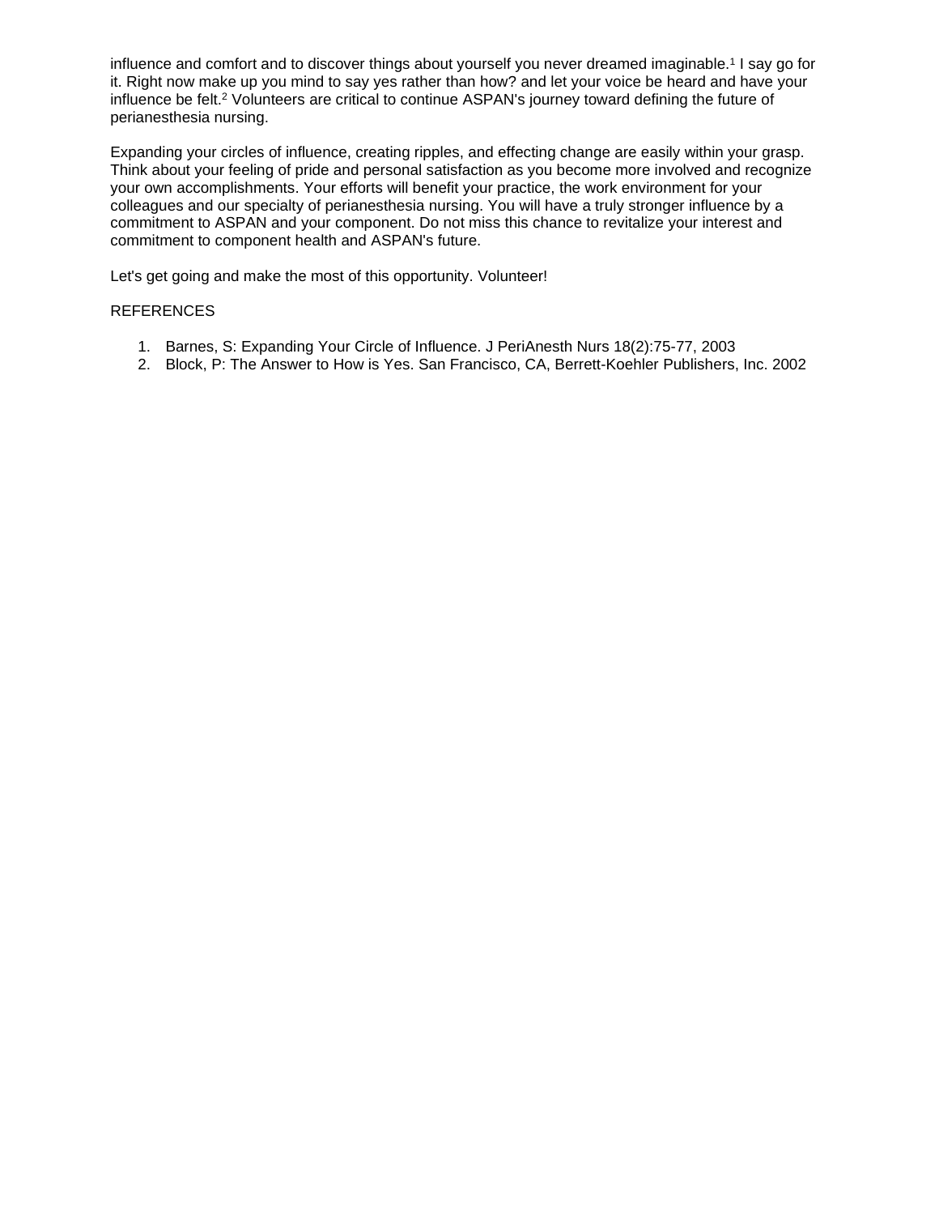influence and comfort and to discover things about yourself you never dreamed imaginable.[1] I say go for it. Right now make up you mind to say yes rather than how? and let your voice be heard and have your influence be felt.[2] Volunteers are critical to continue ASPAN's journey toward defining the future of perianesthesia nursing.

Expanding your circles of influence, creating ripples, and effecting change are easily within your grasp. Think about your feeling of pride and personal satisfaction as you become more involved and recognize your own accomplishments. Your efforts will benefit your practice, the work environment for your colleagues and our specialty of perianesthesia nursing. You will have a truly stronger influence by a commitment to ASPAN and your component. Do not miss this chance to revitalize your interest and commitment to component health and ASPAN's future.

Let's get going and make the most of this opportunity. Volunteer!

REFERENCES

1. Barnes, S: Expanding Your Circle of Influence. J PeriAnesth Nurs 18(2):75-77, 2003
2. Block, P: The Answer to How is Yes. San Francisco, CA, Berrett-Koehler Publishers, Inc. 2002